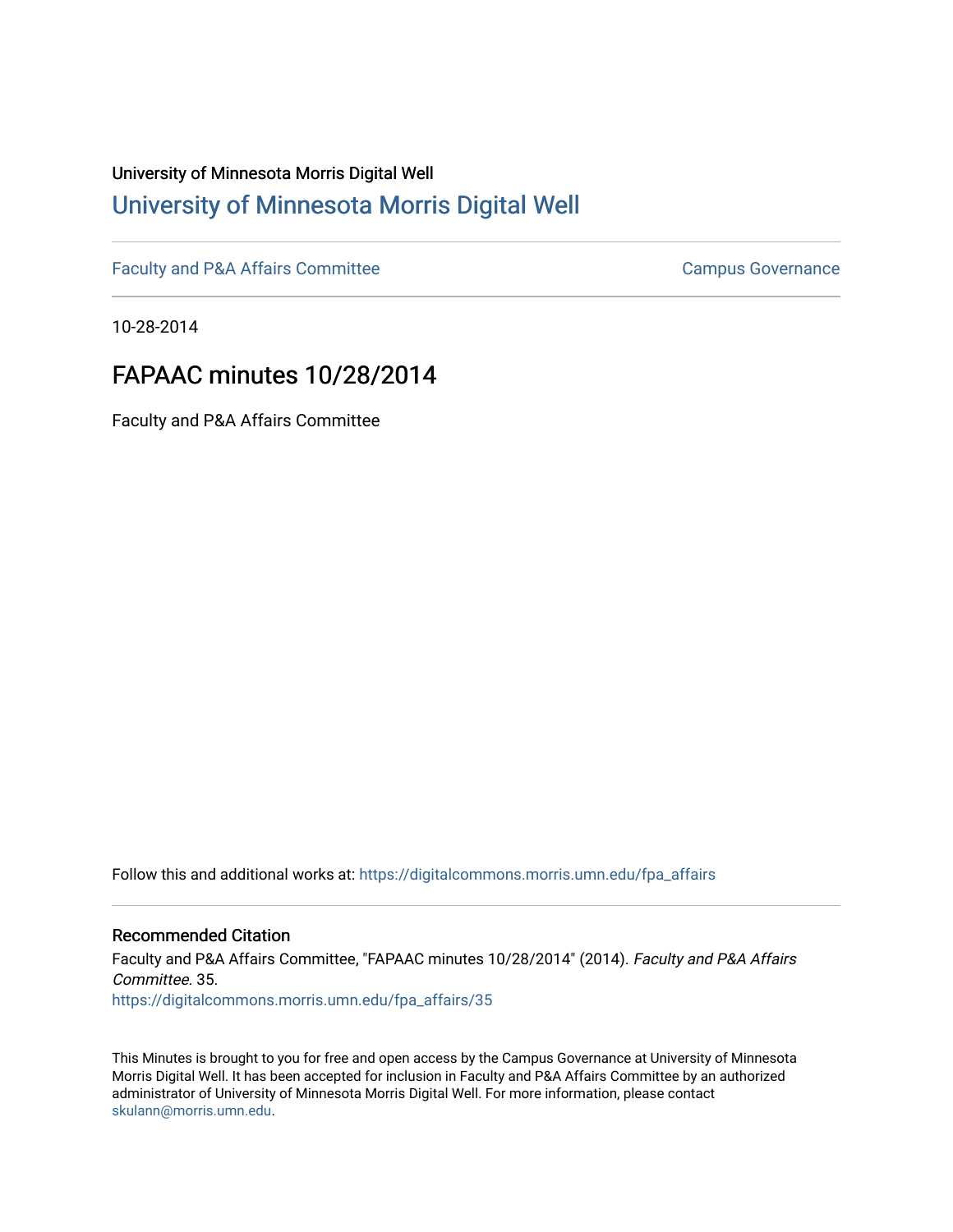University of Minnesota Morris Digital Well

# University of Minnesota Morris Digital Well

Faculty and P&A Affairs Committee | Campus Governance

10-28-2014

## FAPAAC minutes 10/28/2014

Faculty and P&A Affairs Committee

Follow this and additional works at: https://digitalcommons.morris.umn.edu/fpa_affairs

### Recommended Citation

Faculty and P&A Affairs Committee, "FAPAAC minutes 10/28/2014" (2014). *Faculty and P&A Affairs Committee*. 35.
https://digitalcommons.morris.umn.edu/fpa_affairs/35

This Minutes is brought to you for free and open access by the Campus Governance at University of Minnesota Morris Digital Well. It has been accepted for inclusion in Faculty and P&A Affairs Committee by an authorized administrator of University of Minnesota Morris Digital Well. For more information, please contact skulann@morris.umn.edu.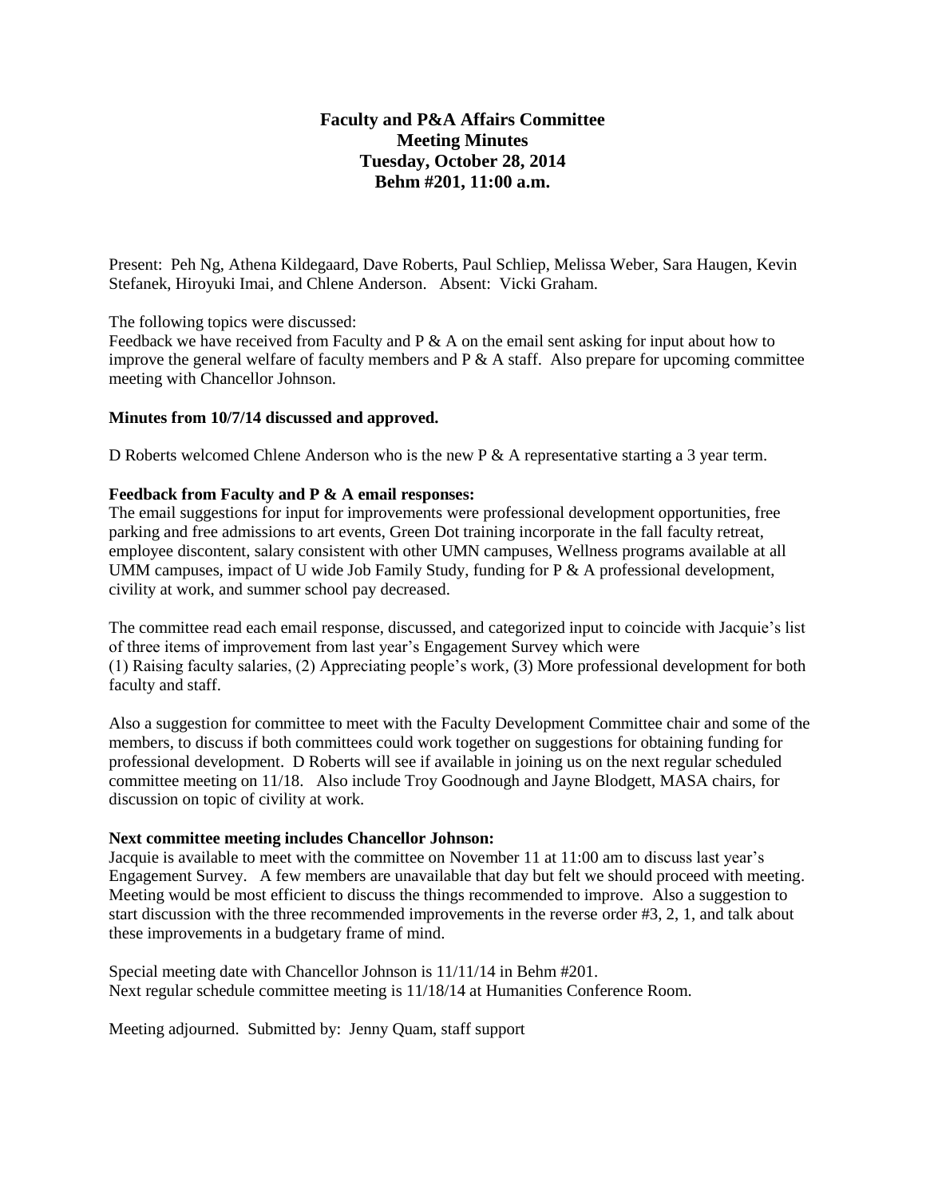# Faculty and P&A Affairs Committee
# Meeting Minutes
# Tuesday, October 28, 2014
# Behm #201, 11:00 a.m.

Present: Peh Ng, Athena Kildegaard, Dave Roberts, Paul Schliep, Melissa Weber, Sara Haugen, Kevin Stefanek, Hiroyuki Imai, and Chlene Anderson. Absent: Vicki Graham.

The following topics were discussed:
Feedback we have received from Faculty and P & A on the email sent asking for input about how to improve the general welfare of faculty members and P & A staff. Also prepare for upcoming committee meeting with Chancellor Johnson.

**Minutes from 10/7/14 discussed and approved.**

D Roberts welcomed Chlene Anderson who is the new P & A representative starting a 3 year term.

**Feedback from Faculty and P & A email responses:**
The email suggestions for input for improvements were professional development opportunities, free parking and free admissions to art events, Green Dot training incorporate in the fall faculty retreat, employee discontent, salary consistent with other UMN campuses, Wellness programs available at all UMM campuses, impact of U wide Job Family Study, funding for P & A professional development, civility at work, and summer school pay decreased.

The committee read each email response, discussed, and categorized input to coincide with Jacquie's list of three items of improvement from last year's Engagement Survey which were
(1) Raising faculty salaries, (2) Appreciating people's work, (3) More professional development for both faculty and staff.

Also a suggestion for committee to meet with the Faculty Development Committee chair and some of the members, to discuss if both committees could work together on suggestions for obtaining funding for professional development. D Roberts will see if available in joining us on the next regular scheduled committee meeting on 11/18. Also include Troy Goodnough and Jayne Blodgett, MASA chairs, for discussion on topic of civility at work.

**Next committee meeting includes Chancellor Johnson:**
Jacquie is available to meet with the committee on November 11 at 11:00 am to discuss last year's Engagement Survey. A few members are unavailable that day but felt we should proceed with meeting. Meeting would be most efficient to discuss the things recommended to improve. Also a suggestion to start discussion with the three recommended improvements in the reverse order #3, 2, 1, and talk about these improvements in a budgetary frame of mind.

Special meeting date with Chancellor Johnson is 11/11/14 in Behm #201.
Next regular schedule committee meeting is 11/18/14 at Humanities Conference Room.

Meeting adjourned. Submitted by: Jenny Quam, staff support